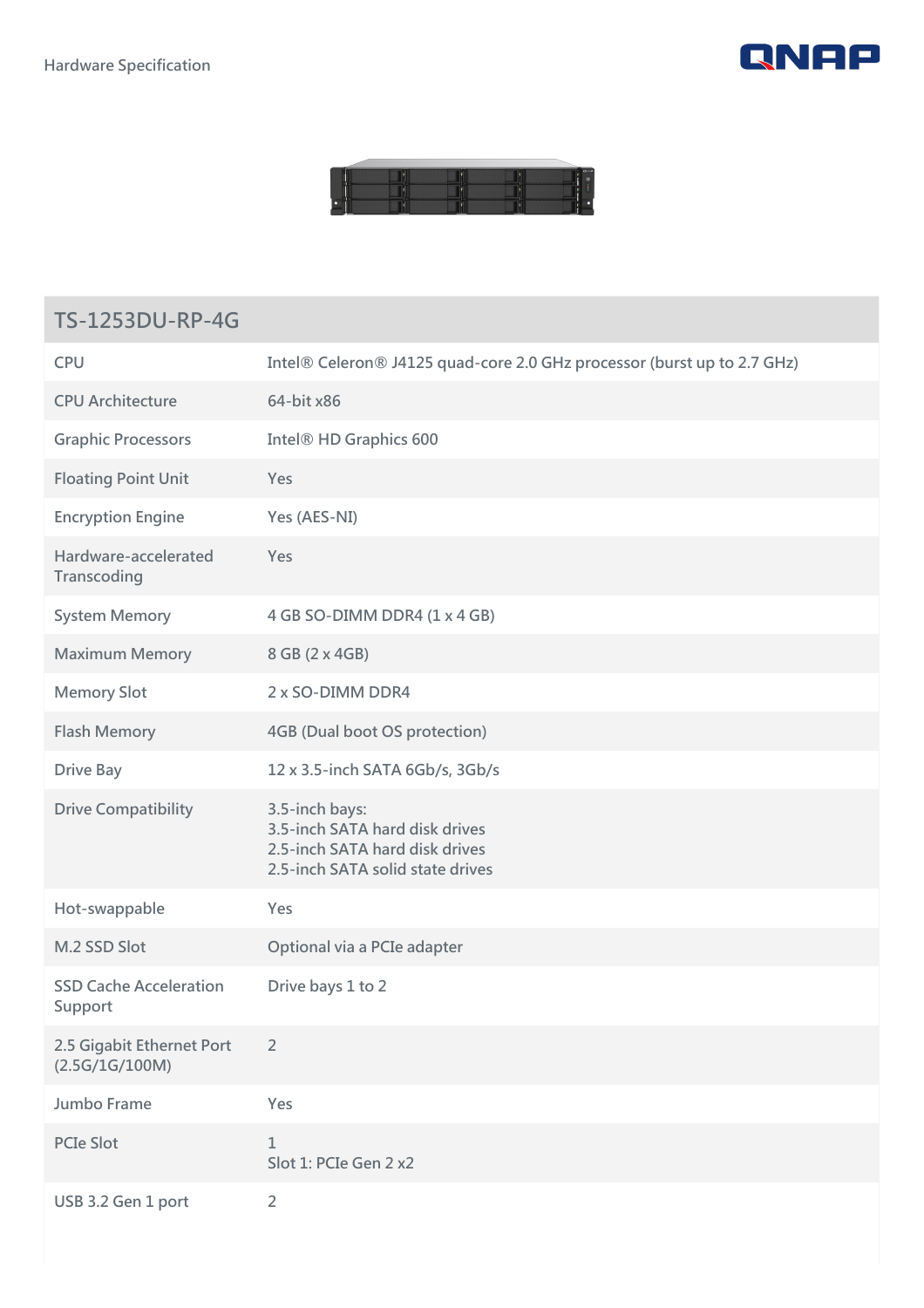Hardware Specification

| TS-1253DU-RP-4G | |
|---|---|
| CPU | Intel® Celeron® J4125 quad-core 2.0 GHz processor (burst up to 2.7 GHz) |
| CPU Architecture | 64-bit x86 |
| Graphic Processors | Intel® HD Graphics 600 |
| Floating Point Unit | Yes |
| Encryption Engine | Yes (AES-NI) |
| Hardware-accelerated Transcoding | Yes |
| System Memory | 4 GB SO-DIMM DDR4 (1 x 4 GB) |
| Maximum Memory | 8 GB (2 x 4GB) |
| Memory Slot | 2 x SO-DIMM DDR4 |
| Flash Memory | 4GB (Dual boot OS protection) |
| Drive Bay | 12 x 3.5-inch SATA 6Gb/s, 3Gb/s |
| Drive Compatibility | 3.5-inch bays:<br>3.5-inch SATA hard disk drives<br>2.5-inch SATA hard disk drives<br>2.5-inch SATA solid state drives |
| Hot-swappable | Yes |
| M.2 SSD Slot | Optional via a PCIe adapter |
| SSD Cache Acceleration Support | Drive bays 1 to 2 |
| 2.5 Gigabit Ethernet Port (2.5G/1G/100M) | 2 |
| Jumbo Frame | Yes |
| PCIe Slot | 1<br>Slot 1: PCIe Gen 2 x2 |
| USB 3.2 Gen 1 port | 2 |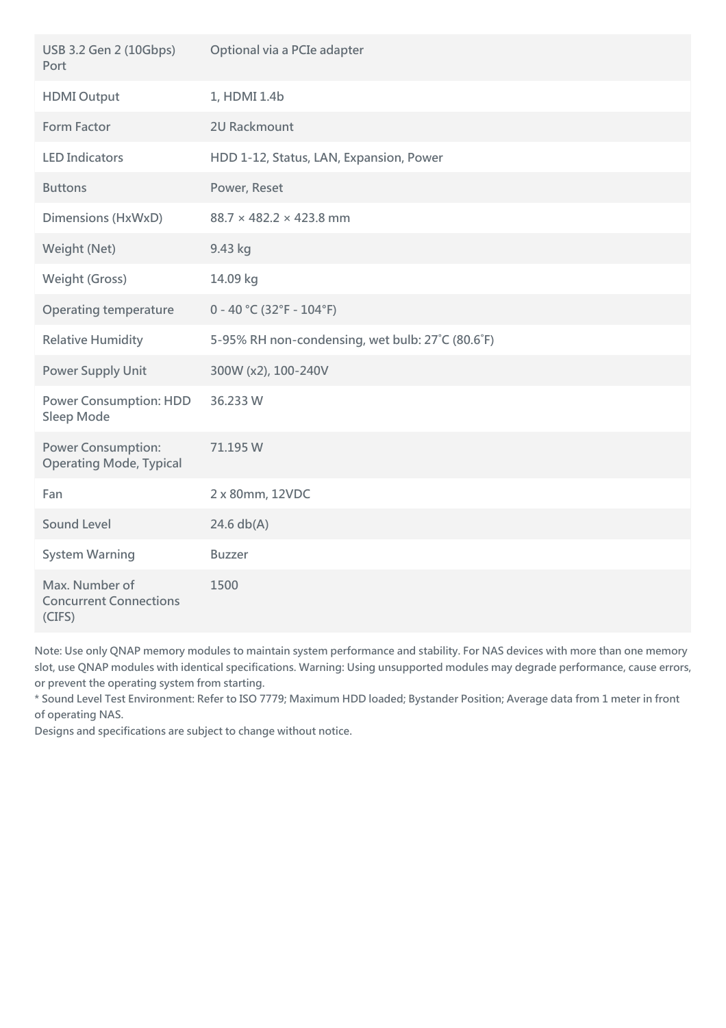| | |
|---|---|
| USB 3.2 Gen 2 (10Gbps) Port | Optional via a PCIe adapter |
| HDMI Output | 1, HDMI 1.4b |
| Form Factor | 2U Rackmount |
| LED Indicators | HDD 1-12, Status, LAN, Expansion, Power |
| Buttons | Power, Reset |
| Dimensions (HxWxD) | 88.7 × 482.2 × 423.8 mm |
| Weight (Net) | 9.43 kg |
| Weight (Gross) | 14.09 kg |
| Operating temperature | 0 - 40 °C (32°F - 104°F) |
| Relative Humidity | 5-95% RH non-condensing, wet bulb: 27˚C (80.6˚F) |
| Power Supply Unit | 300W (x2), 100-240V |
| Power Consumption: HDD Sleep Mode | 36.233 W |
| Power Consumption: Operating Mode, Typical | 71.195 W |
| Fan | 2 x 80mm, 12VDC |
| Sound Level | 24.6 db(A) |
| System Warning | Buzzer |
| Max. Number of Concurrent Connections (CIFS) | 1500 |

Note: Use only QNAP memory modules to maintain system performance and stability. For NAS devices with more than one memory slot, use QNAP modules with identical specifications. Warning: Using unsupported modules may degrade performance, cause errors, or prevent the operating system from starting.

* Sound Level Test Environment: Refer to ISO 7779; Maximum HDD loaded; Bystander Position; Average data from 1 meter in front of operating NAS.

Designs and specifications are subject to change without notice.